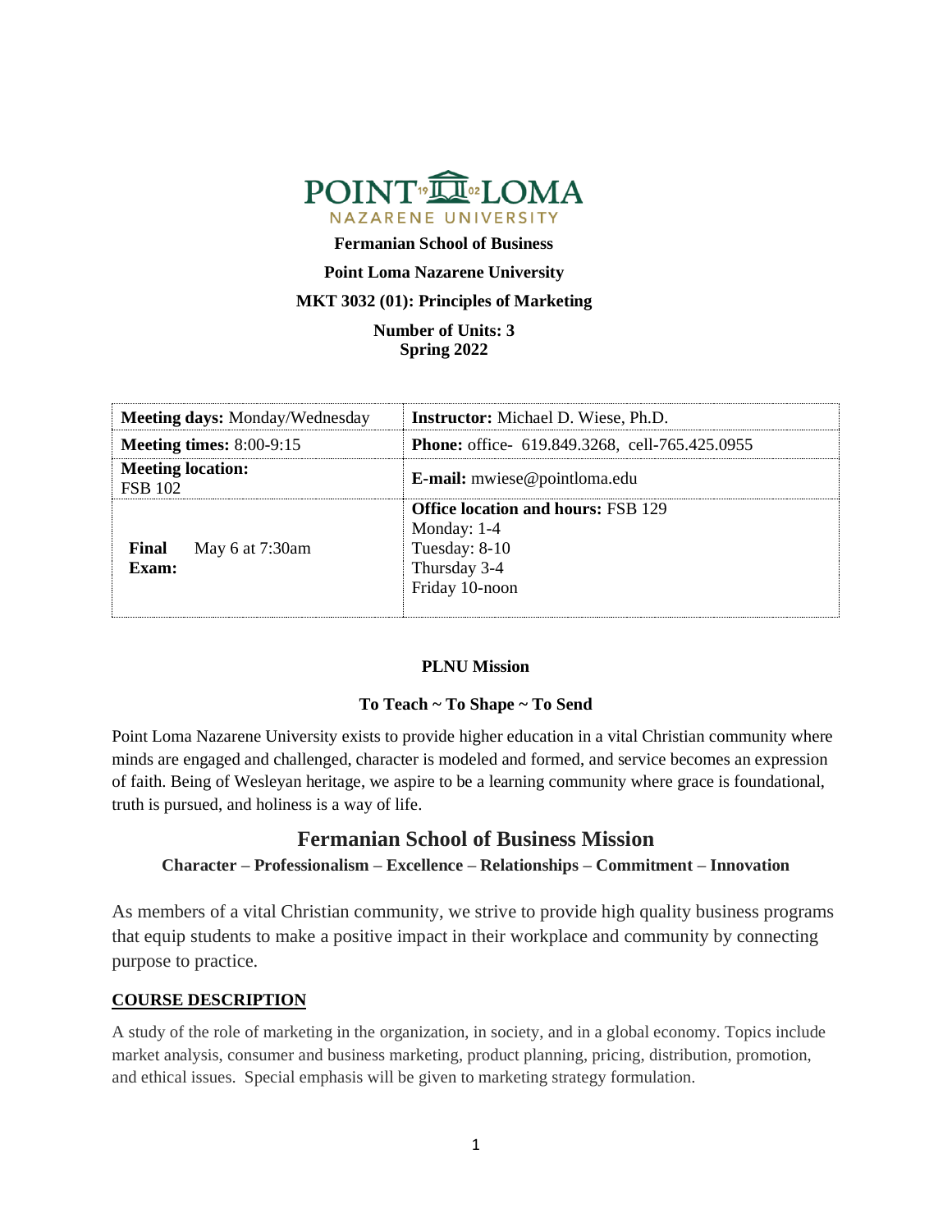**Fermanian School of Business**

**Point Loma Nazarene University**

**MKT 3032 (01): Principles of Marketing**

**Number of Units: 3**
**Spring 2022**

| **Meeting days:** Monday/Wednesday | **Instructor:** Michael D. Wiese, Ph.D. |
|---|---|
| **Meeting times:** 8:00-9:15 | **Phone:** office- 619.849.3268, cell-765.425.0955 |
| **Meeting location:** FSB 102 | **E-mail:** mwiese@pointloma.edu |
| **Final Exam:** May 6 at 7:30am | **Office location and hours:** FSB 129<br>Monday: 1-4<br>Tuesday: 8-10<br>Thursday 3-4<br>Friday 10-noon |

**PLNU Mission**

**To Teach ~ To Shape ~ To Send**

Point Loma Nazarene University exists to provide higher education in a vital Christian community where minds are engaged and challenged, character is modeled and formed, and service becomes an expression of faith. Being of Wesleyan heritage, we aspire to be a learning community where grace is foundational, truth is pursued, and holiness is a way of life.

## Fermanian School of Business Mission

**Character – Professionalism – Excellence – Relationships – Commitment – Innovation**

As members of a vital Christian community, we strive to provide high quality business programs that equip students to make a positive impact in their workplace and community by connecting purpose to practice.

### COURSE DESCRIPTION

A study of the role of marketing in the organization, in society, and in a global economy. Topics include market analysis, consumer and business marketing, product planning, pricing, distribution, promotion, and ethical issues. Special emphasis will be given to marketing strategy formulation.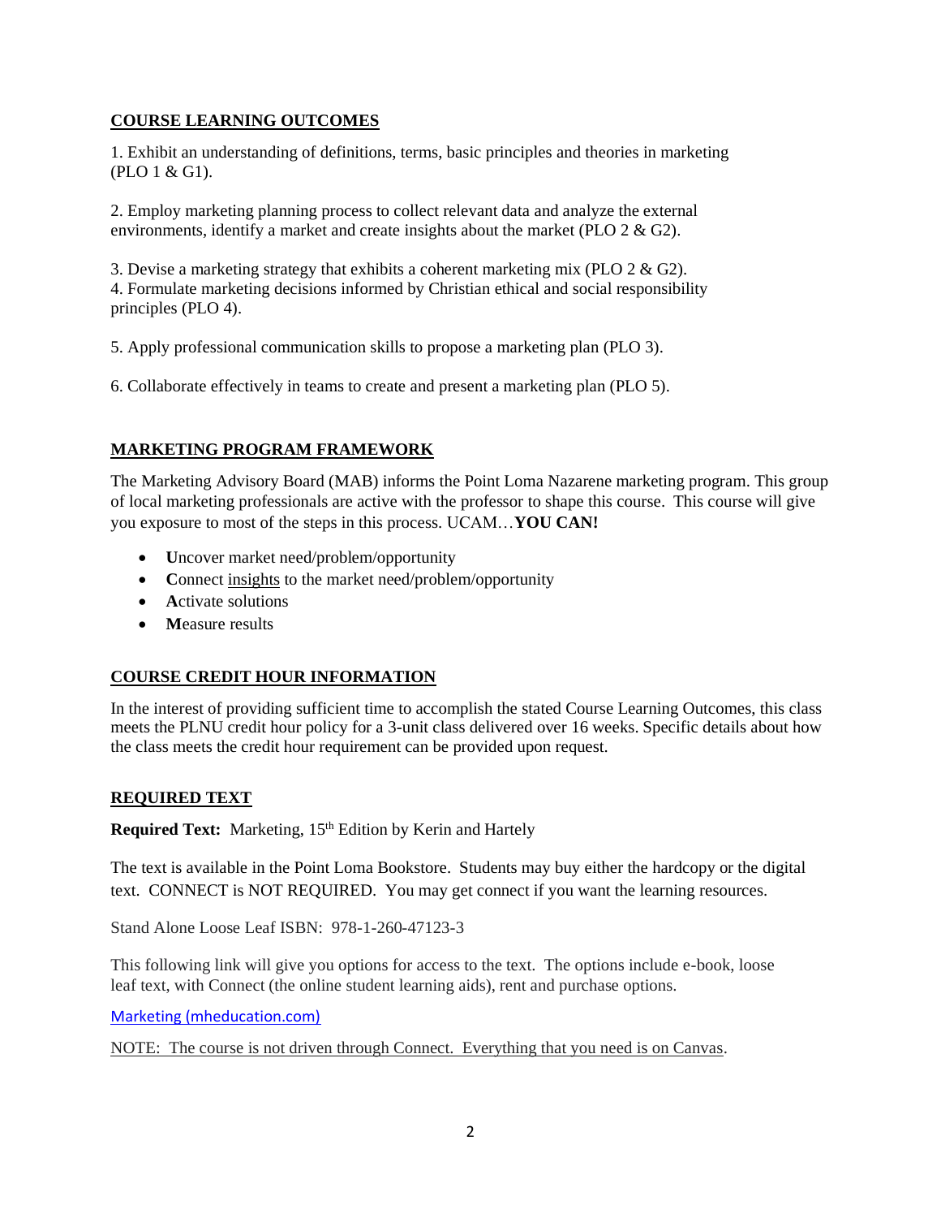## COURSE LEARNING OUTCOMES

1. Exhibit an understanding of definitions, terms, basic principles and theories in marketing (PLO 1 & G1).

2. Employ marketing planning process to collect relevant data and analyze the external environments, identify a market and create insights about the market (PLO 2 & G2).

3. Devise a marketing strategy that exhibits a coherent marketing mix (PLO 2 & G2).
4. Formulate marketing decisions informed by Christian ethical and social responsibility principles (PLO 4).

5. Apply professional communication skills to propose a marketing plan (PLO 3).

6. Collaborate effectively in teams to create and present a marketing plan (PLO 5).

## MARKETING PROGRAM FRAMEWORK

The Marketing Advisory Board (MAB) informs the Point Loma Nazarene marketing program. This group of local marketing professionals are active with the professor to shape this course. This course will give you exposure to most of the steps in this process. UCAM…**YOU CAN!**

- **U**ncover market need/problem/opportunity
- **C**onnect insights to the market need/problem/opportunity
- **A**ctivate solutions
- **M**easure results

## COURSE CREDIT HOUR INFORMATION

In the interest of providing sufficient time to accomplish the stated Course Learning Outcomes, this class meets the PLNU credit hour policy for a 3-unit class delivered over 16 weeks. Specific details about how the class meets the credit hour requirement can be provided upon request.

## REQUIRED TEXT

**Required Text:** Marketing, 15th Edition by Kerin and Hartely

The text is available in the Point Loma Bookstore. Students may buy either the hardcopy or the digital text. CONNECT is NOT REQUIRED. You may get connect if you want the learning resources.

Stand Alone Loose Leaf ISBN: 978-1-260-47123-3

This following link will give you options for access to the text. The options include e-book, loose leaf text, with Connect (the online student learning aids), rent and purchase options.

Marketing (mheducation.com)

NOTE: The course is not driven through Connect. Everything that you need is on Canvas.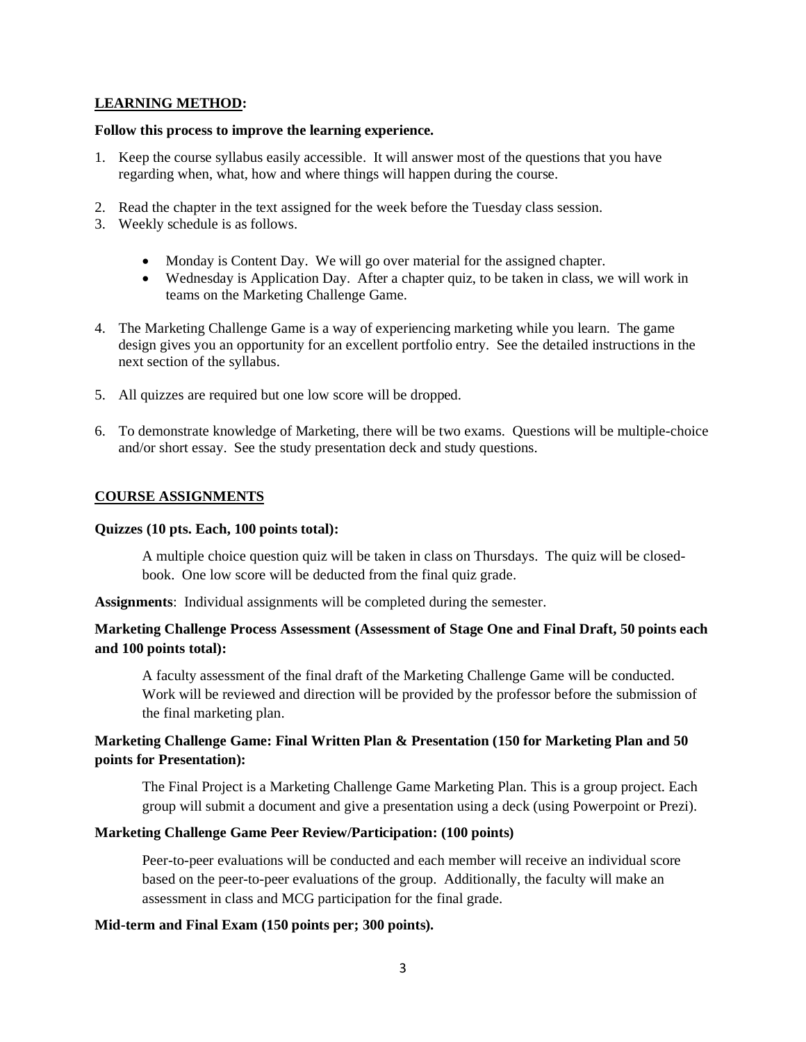## LEARNING METHOD:

**Follow this process to improve the learning experience.**

1. Keep the course syllabus easily accessible. It will answer most of the questions that you have regarding when, what, how and where things will happen during the course.

2. Read the chapter in the text assigned for the week before the Tuesday class session.
3. Weekly schedule is as follows.

    - Monday is Content Day. We will go over material for the assigned chapter.
    - Wednesday is Application Day. After a chapter quiz, to be taken in class, we will work in teams on the Marketing Challenge Game.

4. The Marketing Challenge Game is a way of experiencing marketing while you learn. The game design gives you an opportunity for an excellent portfolio entry. See the detailed instructions in the next section of the syllabus.

5. All quizzes are required but one low score will be dropped.

6. To demonstrate knowledge of Marketing, there will be two exams. Questions will be multiple-choice and/or short essay. See the study presentation deck and study questions.

## COURSE ASSIGNMENTS

**Quizzes (10 pts. Each, 100 points total):**

A multiple choice question quiz will be taken in class on Thursdays. The quiz will be closed-book. One low score will be deducted from the final quiz grade.

**Assignments**: Individual assignments will be completed during the semester.

**Marketing Challenge Process Assessment (Assessment of Stage One and Final Draft, 50 points each and 100 points total):**

A faculty assessment of the final draft of the Marketing Challenge Game will be conducted. Work will be reviewed and direction will be provided by the professor before the submission of the final marketing plan.

**Marketing Challenge Game: Final Written Plan & Presentation (150 for Marketing Plan and 50 points for Presentation):**

The Final Project is a Marketing Challenge Game Marketing Plan. This is a group project. Each group will submit a document and give a presentation using a deck (using Powerpoint or Prezi).

**Marketing Challenge Game Peer Review/Participation: (100 points)**

Peer-to-peer evaluations will be conducted and each member will receive an individual score based on the peer-to-peer evaluations of the group. Additionally, the faculty will make an assessment in class and MCG participation for the final grade.

**Mid-term and Final Exam (150 points per; 300 points).**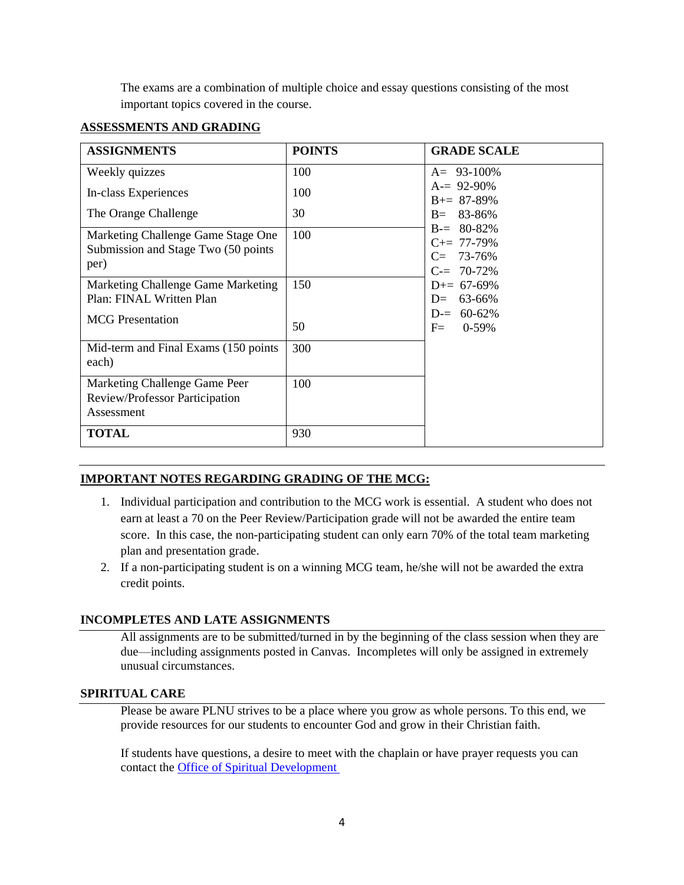The exams are a combination of multiple choice and essay questions consisting of the most important topics covered in the course.

## ASSESSMENTS AND GRADING

| ASSIGNMENTS | POINTS | GRADE SCALE |
|---|---|---|
| Weekly quizzes<br>In-class Experiences<br>The Orange Challenge | 100<br>100<br>30 | A= 93-100%<br>A-= 92-90%<br>B+= 87-89%<br>B= 83-86%<br>B-= 80-82%<br>C+= 77-79%<br>C= 73-76%<br>C-= 70-72%<br>D+= 67-69%<br>D= 63-66%<br>D-= 60-62%<br>F= 0-59% |
| Marketing Challenge Game Stage One Submission and Stage Two (50 points per) | 100 | |
| Marketing Challenge Game Marketing Plan: FINAL Written Plan<br>MCG Presentation | 150<br>50 | |
| Mid-term and Final Exams (150 points each) | 300 | |
| Marketing Challenge Game Peer Review/Professor Participation Assessment | 100 | |
| **TOTAL** | 930 | |

## IMPORTANT NOTES REGARDING GRADING OF THE MCG:

1. Individual participation and contribution to the MCG work is essential. A student who does not earn at least a 70 on the Peer Review/Participation grade will not be awarded the entire team score. In this case, the non-participating student can only earn 70% of the total team marketing plan and presentation grade.
2. If a non-participating student is on a winning MCG team, he/she will not be awarded the extra credit points.

## INCOMPLETES AND LATE ASSIGNMENTS

All assignments are to be submitted/turned in by the beginning of the class session when they are due—including assignments posted in Canvas. Incompletes will only be assigned in extremely unusual circumstances.

## SPIRITUAL CARE

Please be aware PLNU strives to be a place where you grow as whole persons. To this end, we provide resources for our students to encounter God and grow in their Christian faith.

If students have questions, a desire to meet with the chaplain or have prayer requests you can contact the Office of Spiritual Development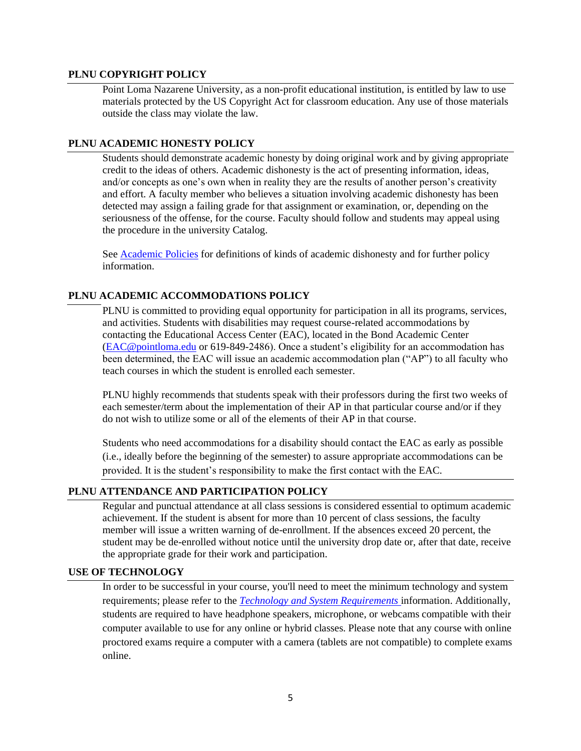## PLNU COPYRIGHT POLICY

Point Loma Nazarene University, as a non-profit educational institution, is entitled by law to use materials protected by the US Copyright Act for classroom education. Any use of those materials outside the class may violate the law.

## PLNU ACADEMIC HONESTY POLICY

Students should demonstrate academic honesty by doing original work and by giving appropriate credit to the ideas of others. Academic dishonesty is the act of presenting information, ideas, and/or concepts as one's own when in reality they are the results of another person's creativity and effort. A faculty member who believes a situation involving academic dishonesty has been detected may assign a failing grade for that assignment or examination, or, depending on the seriousness of the offense, for the course. Faculty should follow and students may appeal using the procedure in the university Catalog.

See Academic Policies for definitions of kinds of academic dishonesty and for further policy information.

## PLNU ACADEMIC ACCOMMODATIONS POLICY

PLNU is committed to providing equal opportunity for participation in all its programs, services, and activities. Students with disabilities may request course-related accommodations by contacting the Educational Access Center (EAC), located in the Bond Academic Center (EAC@pointloma.edu or 619-849-2486). Once a student's eligibility for an accommodation has been determined, the EAC will issue an academic accommodation plan ("AP") to all faculty who teach courses in which the student is enrolled each semester.

PLNU highly recommends that students speak with their professors during the first two weeks of each semester/term about the implementation of their AP in that particular course and/or if they do not wish to utilize some or all of the elements of their AP in that course.

Students who need accommodations for a disability should contact the EAC as early as possible (i.e., ideally before the beginning of the semester) to assure appropriate accommodations can be provided. It is the student's responsibility to make the first contact with the EAC.

## PLNU ATTENDANCE AND PARTICIPATION POLICY

Regular and punctual attendance at all class sessions is considered essential to optimum academic achievement. If the student is absent for more than 10 percent of class sessions, the faculty member will issue a written warning of de-enrollment. If the absences exceed 20 percent, the student may be de-enrolled without notice until the university drop date or, after that date, receive the appropriate grade for their work and participation.

## USE OF TECHNOLOGY

In order to be successful in your course, you'll need to meet the minimum technology and system requirements; please refer to the *Technology and System Requirements* information. Additionally, students are required to have headphone speakers, microphone, or webcams compatible with their computer available to use for any online or hybrid classes. Please note that any course with online proctored exams require a computer with a camera (tablets are not compatible) to complete exams online.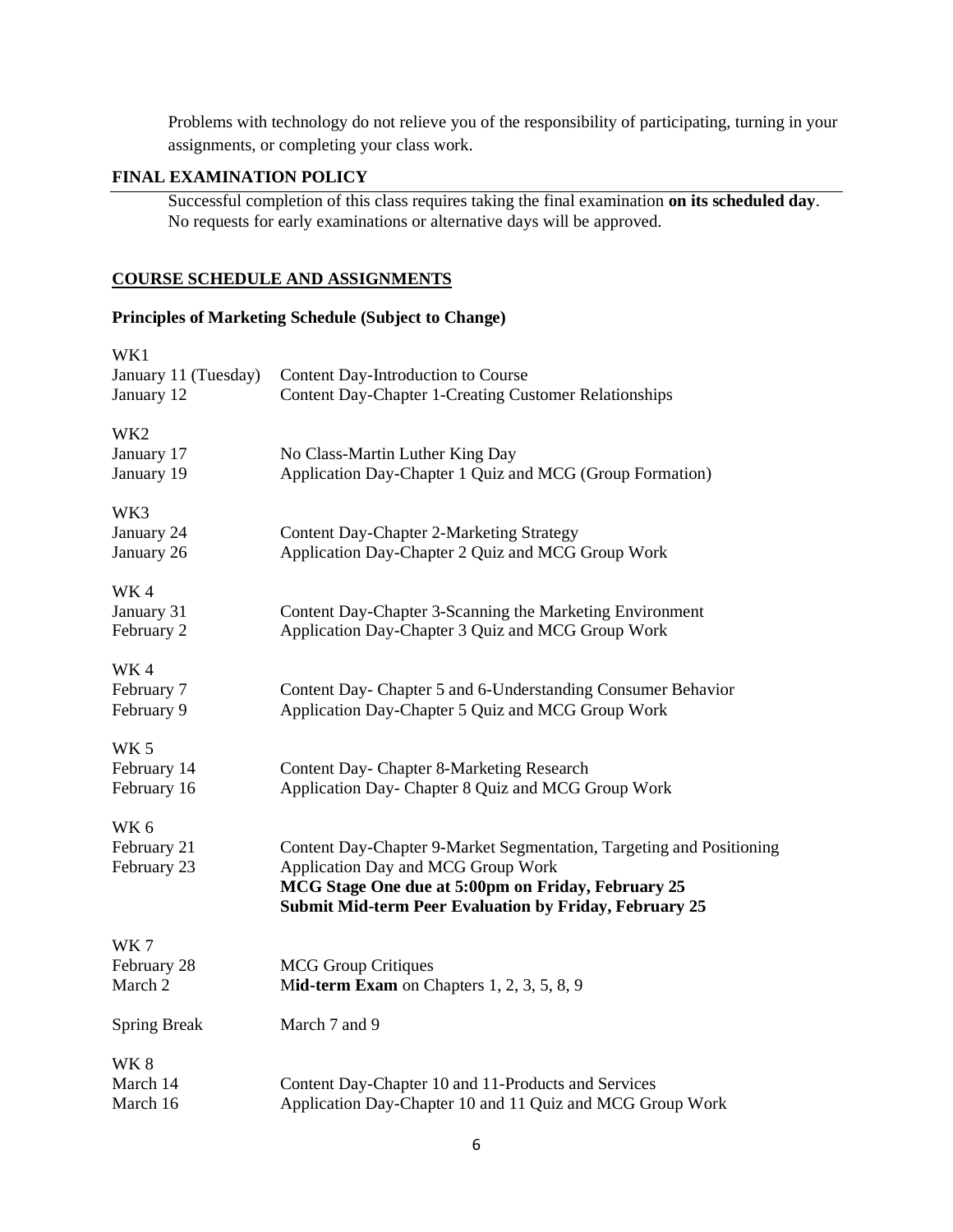Problems with technology do not relieve you of the responsibility of participating, turning in your assignments, or completing your class work.

## FINAL EXAMINATION POLICY

Successful completion of this class requires taking the final examination **on its scheduled day**. No requests for early examinations or alternative days will be approved.

## COURSE SCHEDULE AND ASSIGNMENTS

### Principles of Marketing Schedule (Subject to Change)

WK1

| | |
|---|---|
| January 11 (Tuesday) | Content Day-Introduction to Course |
| January 12 | Content Day-Chapter 1-Creating Customer Relationships |

WK2

| | |
|---|---|
| January 17 | No Class-Martin Luther King Day |
| January 19 | Application Day-Chapter 1 Quiz and MCG (Group Formation) |

WK3

| | |
|---|---|
| January 24 | Content Day-Chapter 2-Marketing Strategy |
| January 26 | Application Day-Chapter 2 Quiz and MCG Group Work |

WK 4

| | |
|---|---|
| January 31 | Content Day-Chapter 3-Scanning the Marketing Environment |
| February 2 | Application Day-Chapter 3 Quiz and MCG Group Work |

WK 4

| | |
|---|---|
| February 7 | Content Day- Chapter 5 and 6-Understanding Consumer Behavior |
| February 9 | Application Day-Chapter 5 Quiz and MCG Group Work |

WK 5

| | |
|---|---|
| February 14 | Content Day- Chapter 8-Marketing Research |
| February 16 | Application Day- Chapter 8 Quiz and MCG Group Work |

WK 6

| | |
|---|---|
| February 21 | Content Day-Chapter 9-Market Segmentation, Targeting and Positioning |
| February 23 | Application Day and MCG Group Work |
| | **MCG Stage One due at 5:00pm on Friday, February 25** |
| | **Submit Mid-term Peer Evaluation by Friday, February 25** |

WK 7

| | |
|---|---|
| February 28 | MCG Group Critiques |
| March 2 | M**id-term Exam** on Chapters 1, 2, 3, 5, 8, 9 |

| | |
|---|---|
| Spring Break | March 7 and 9 |

WK 8

| | |
|---|---|
| March 14 | Content Day-Chapter 10 and 11-Products and Services |
| March 16 | Application Day-Chapter 10 and 11 Quiz and MCG Group Work |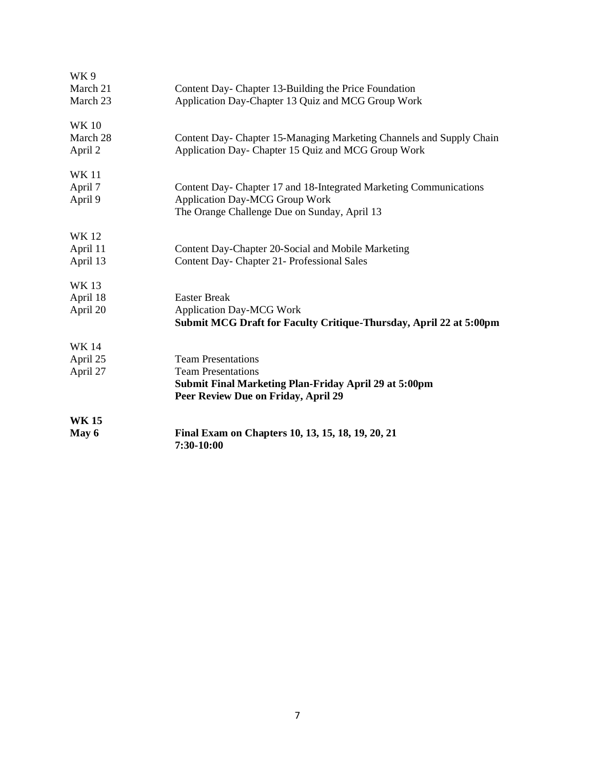| | |
|---|---|
| WK 9 | |
| March 21 | Content Day- Chapter 13-Building the Price Foundation |
| March 23 | Application Day-Chapter 13 Quiz and MCG Group Work |
| WK 10 | |
| March 28 | Content Day- Chapter 15-Managing Marketing Channels and Supply Chain |
| April 2 | Application Day- Chapter 15 Quiz and MCG Group Work |
| WK 11 | |
| April 7 | Content Day- Chapter 17 and 18-Integrated Marketing Communications |
| April 9 | Application Day-MCG Group Work |
| | The Orange Challenge Due on Sunday, April 13 |
| WK 12 | |
| April 11 | Content Day-Chapter 20-Social and Mobile Marketing |
| April 13 | Content Day- Chapter 21- Professional Sales |
| WK 13 | |
| April 18 | Easter Break |
| April 20 | Application Day-MCG Work |
| | **Submit MCG Draft for Faculty Critique-Thursday, April 22 at 5:00pm** |
| WK 14 | |
| April 25 | Team Presentations |
| April 27 | Team Presentations |
| | **Submit Final Marketing Plan-Friday April 29 at 5:00pm** |
| | **Peer Review Due on Friday, April 29** |
| **WK 15** | |
| **May 6** | **Final Exam on Chapters 10, 13, 15, 18, 19, 20, 21** |
| | **7:30-10:00** |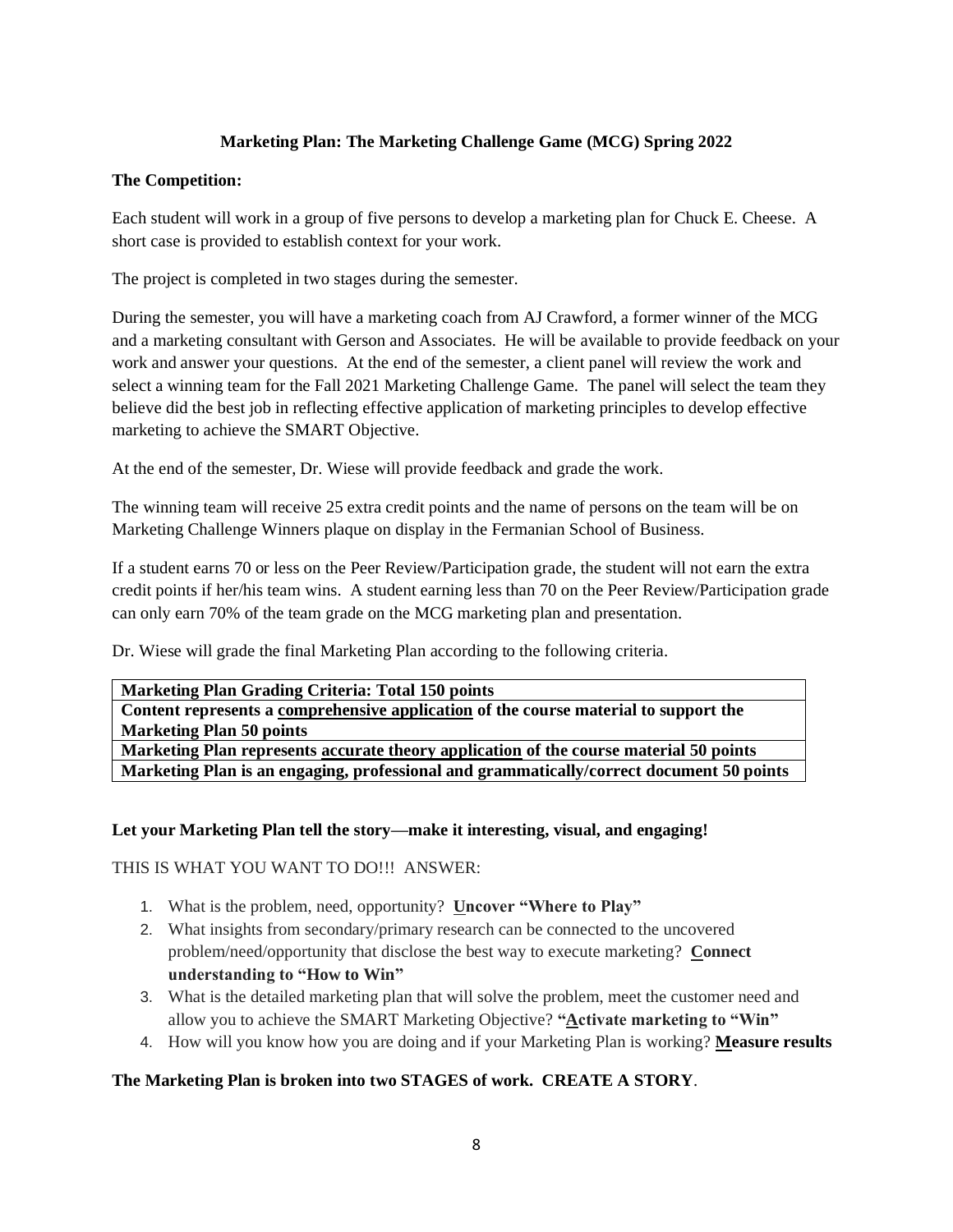**Marketing Plan: The Marketing Challenge Game (MCG) Spring 2022**

**The Competition:**

Each student will work in a group of five persons to develop a marketing plan for Chuck E. Cheese. A short case is provided to establish context for your work.

The project is completed in two stages during the semester.

During the semester, you will have a marketing coach from AJ Crawford, a former winner of the MCG and a marketing consultant with Gerson and Associates. He will be available to provide feedback on your work and answer your questions. At the end of the semester, a client panel will review the work and select a winning team for the Fall 2021 Marketing Challenge Game. The panel will select the team they believe did the best job in reflecting effective application of marketing principles to develop effective marketing to achieve the SMART Objective.

At the end of the semester, Dr. Wiese will provide feedback and grade the work.

The winning team will receive 25 extra credit points and the name of persons on the team will be on Marketing Challenge Winners plaque on display in the Fermanian School of Business.

If a student earns 70 or less on the Peer Review/Participation grade, the student will not earn the extra credit points if her/his team wins. A student earning less than 70 on the Peer Review/Participation grade can only earn 70% of the team grade on the MCG marketing plan and presentation.

Dr. Wiese will grade the final Marketing Plan according to the following criteria.

| **Marketing Plan Grading Criteria: Total 150 points** |
|---|
| **Content represents a <u>comprehensive application</u> of the course material to support the Marketing Plan 50 points** |
| **Marketing Plan represents <u>accurate theory application</u> of the course material 50 points** |
| **Marketing Plan is an engaging, professional and grammatically/correct document 50 points** |

**Let your Marketing Plan tell the story—make it interesting, visual, and engaging!**

THIS IS WHAT YOU WANT TO DO!!! ANSWER:

1. What is the problem, need, opportunity? **<u>U</u>ncover "Where to Play"**
2. What insights from secondary/primary research can be connected to the uncovered problem/need/opportunity that disclose the best way to execute marketing? **<u>C</u>onnect understanding to "How to Win"**
3. What is the detailed marketing plan that will solve the problem, meet the customer need and allow you to achieve the SMART Marketing Objective? **"<u>A</u>ctivate marketing to "Win"**
4. How will you know how you are doing and if your Marketing Plan is working? **<u>M</u>easure results**

**The Marketing Plan is broken into two STAGES of work. CREATE A STORY**.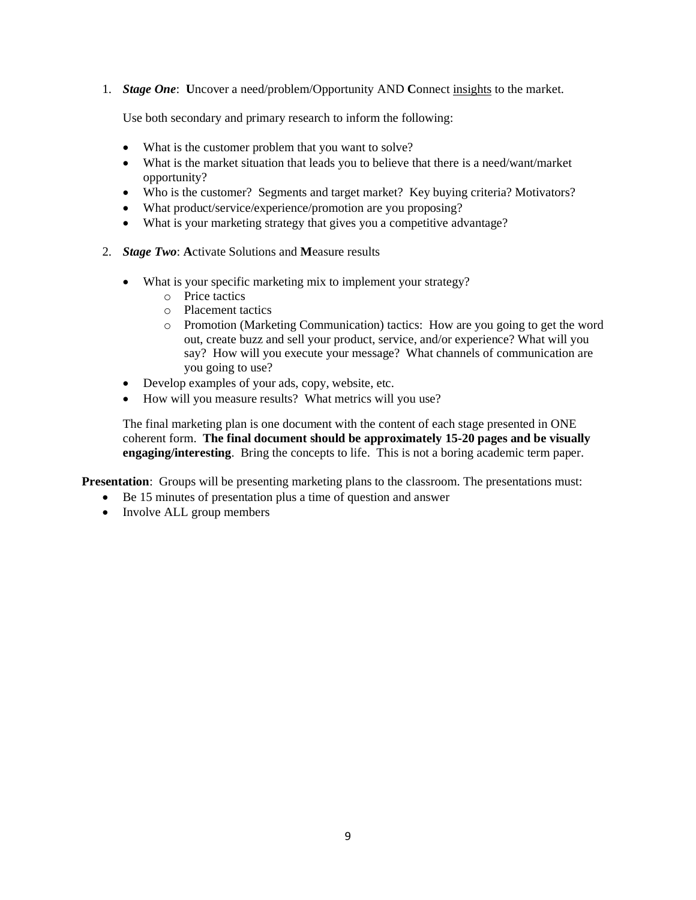1. ***Stage One***: **U**ncover a need/problem/Opportunity AND **C**onnect <u>insights</u> to the market.

   Use both secondary and primary research to inform the following:

   - What is the customer problem that you want to solve?
   - What is the market situation that leads you to believe that there is a need/want/market opportunity?
   - Who is the customer? Segments and target market? Key buying criteria? Motivators?
   - What product/service/experience/promotion are you proposing?
   - What is your marketing strategy that gives you a competitive advantage?

2. ***Stage Two***: **A**ctivate Solutions and **M**easure results

   - What is your specific marketing mix to implement your strategy?
     - Price tactics
     - Placement tactics
     - Promotion (Marketing Communication) tactics: How are you going to get the word out, create buzz and sell your product, service, and/or experience? What will you say? How will you execute your message? What channels of communication are you going to use?
   - Develop examples of your ads, copy, website, etc.
   - How will you measure results? What metrics will you use?

   The final marketing plan is one document with the content of each stage presented in ONE coherent form. **The final document should be approximately 15-20 pages and be visually engaging/interesting**. Bring the concepts to life. This is not a boring academic term paper.

**Presentation**: Groups will be presenting marketing plans to the classroom. The presentations must:

- Be 15 minutes of presentation plus a time of question and answer
- Involve ALL group members